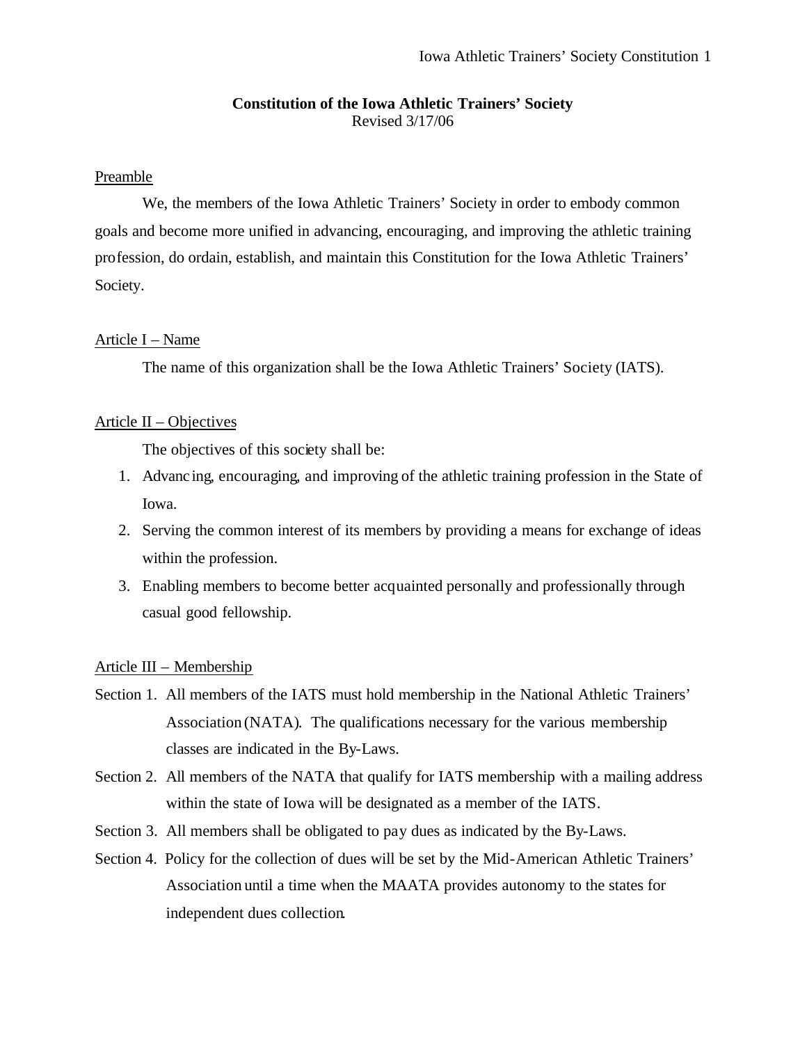# Constitution of the Iowa Athletic Trainers' Society

Revised 3/17/06

## Preamble

We, the members of the Iowa Athletic Trainers' Society in order to embody common goals and become more unified in advancing, encouraging, and improving the athletic training profession, do ordain, establish, and maintain this Constitution for the Iowa Athletic Trainers' Society.

## Article I – Name

The name of this organization shall be the Iowa Athletic Trainers' Society (IATS).

## Article II – Objectives

The objectives of this society shall be:

1. Advancing, encouraging, and improving of the athletic training profession in the State of Iowa.
2. Serving the common interest of its members by providing a means for exchange of ideas within the profession.
3. Enabling members to become better acquainted personally and professionally through casual good fellowship.

## Article III – Membership

Section 1. All members of the IATS must hold membership in the National Athletic Trainers' Association (NATA). The qualifications necessary for the various membership classes are indicated in the By-Laws.

Section 2. All members of the NATA that qualify for IATS membership with a mailing address within the state of Iowa will be designated as a member of the IATS.

Section 3. All members shall be obligated to pay dues as indicated by the By-Laws.

Section 4. Policy for the collection of dues will be set by the Mid-American Athletic Trainers' Association until a time when the MAATA provides autonomy to the states for independent dues collection.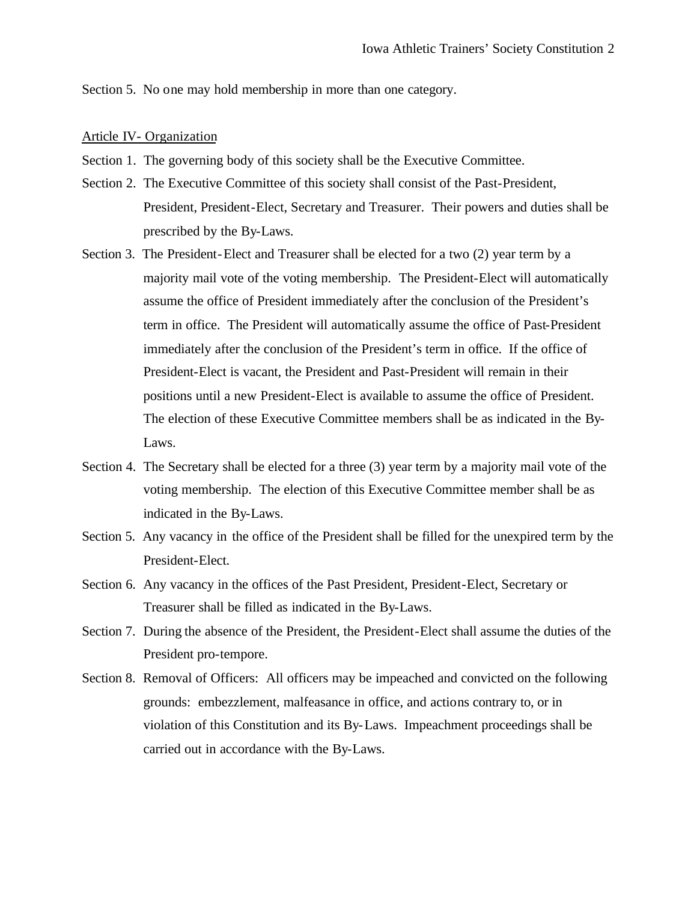Section 5. No one may hold membership in more than one category.

## Article IV- Organization

Section 1. The governing body of this society shall be the Executive Committee.

Section 2. The Executive Committee of this society shall consist of the Past-President, President, President-Elect, Secretary and Treasurer. Their powers and duties shall be prescribed by the By-Laws.

Section 3. The President-Elect and Treasurer shall be elected for a two (2) year term by a majority mail vote of the voting membership. The President-Elect will automatically assume the office of President immediately after the conclusion of the President's term in office. The President will automatically assume the office of Past-President immediately after the conclusion of the President's term in office. If the office of President-Elect is vacant, the President and Past-President will remain in their positions until a new President-Elect is available to assume the office of President. The election of these Executive Committee members shall be as indicated in the By-Laws.

Section 4. The Secretary shall be elected for a three (3) year term by a majority mail vote of the voting membership. The election of this Executive Committee member shall be as indicated in the By-Laws.

Section 5. Any vacancy in the office of the President shall be filled for the unexpired term by the President-Elect.

Section 6. Any vacancy in the offices of the Past President, President-Elect, Secretary or Treasurer shall be filled as indicated in the By-Laws.

Section 7. During the absence of the President, the President-Elect shall assume the duties of the President pro-tempore.

Section 8. Removal of Officers: All officers may be impeached and convicted on the following grounds: embezzlement, malfeasance in office, and actions contrary to, or in violation of this Constitution and its By-Laws. Impeachment proceedings shall be carried out in accordance with the By-Laws.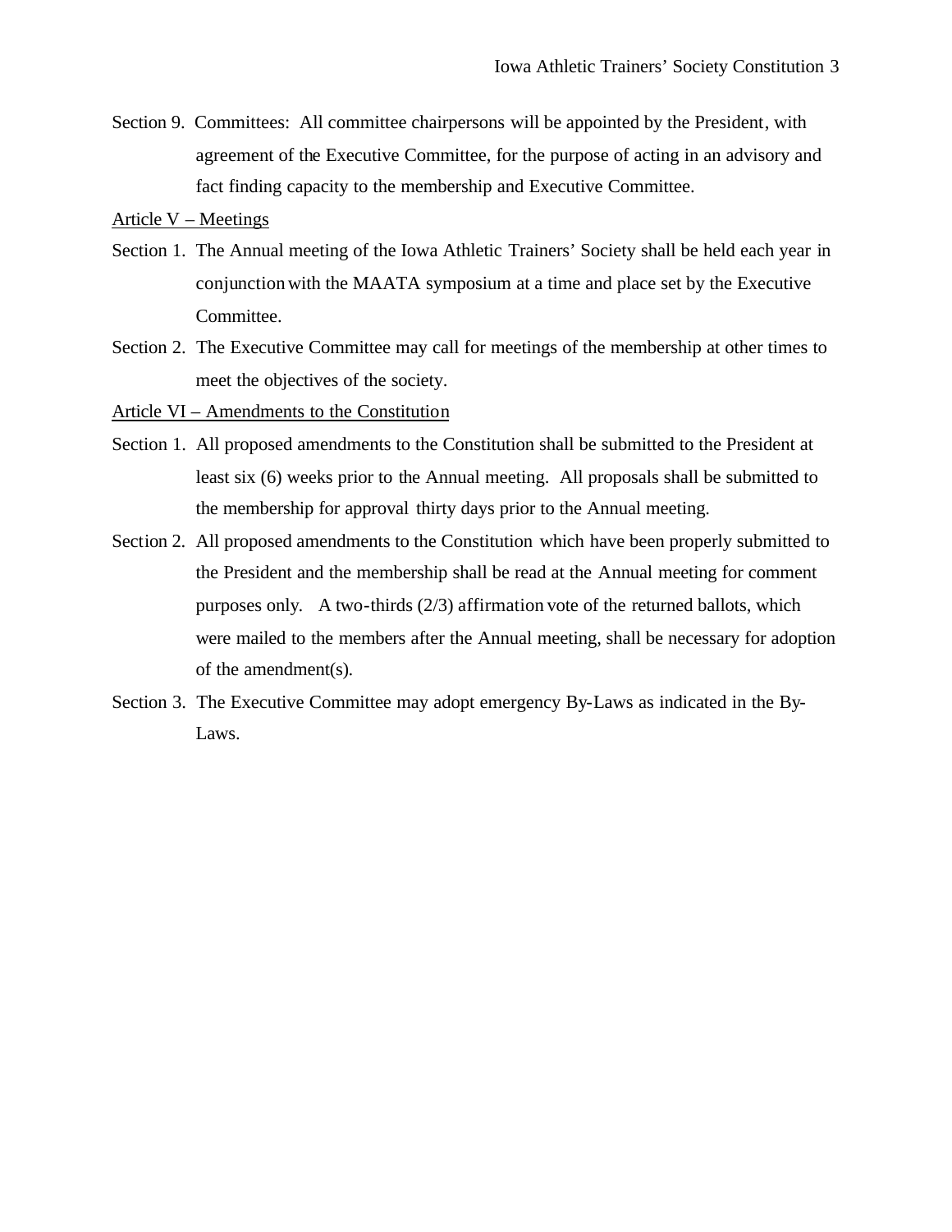Section 9. Committees: All committee chairpersons will be appointed by the President, with agreement of the Executive Committee, for the purpose of acting in an advisory and fact finding capacity to the membership and Executive Committee.

<u>Article V – Meetings</u>

Section 1. The Annual meeting of the Iowa Athletic Trainers' Society shall be held each year in conjunction with the MAATA symposium at a time and place set by the Executive Committee.

Section 2. The Executive Committee may call for meetings of the membership at other times to meet the objectives of the society.

<u>Article VI – Amendments to the Constitution</u>

Section 1. All proposed amendments to the Constitution shall be submitted to the President at least six (6) weeks prior to the Annual meeting. All proposals shall be submitted to the membership for approval thirty days prior to the Annual meeting.

Section 2. All proposed amendments to the Constitution which have been properly submitted to the President and the membership shall be read at the Annual meeting for comment purposes only. A two-thirds (2/3) affirmation vote of the returned ballots, which were mailed to the members after the Annual meeting, shall be necessary for adoption of the amendment(s).

Section 3. The Executive Committee may adopt emergency By-Laws as indicated in the By-Laws.